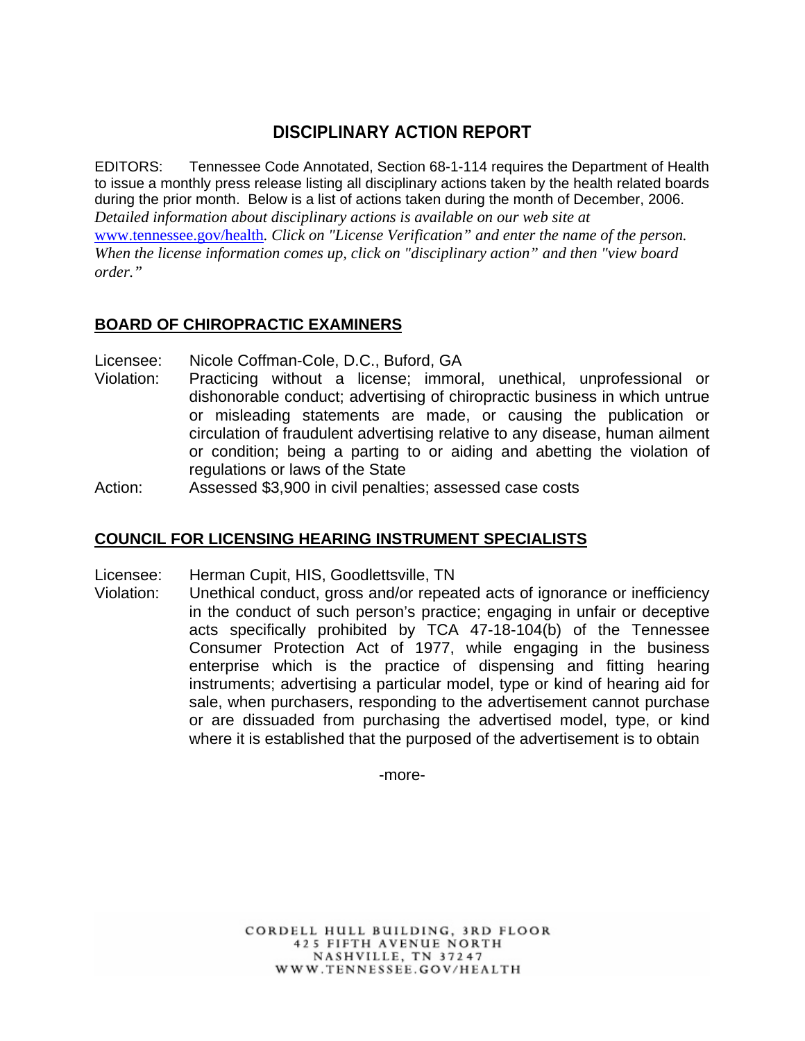# DISCIPLINARY ACTION REPORT

EDITORS: Tennessee Code Annotated, Section 68-1-114 requires the Department of Health to issue a monthly press release listing all disciplinary actions taken by the health related boards during the prior month. Below is a list of actions taken during the month of December, 2006. *Detailed information about disciplinary actions is available on our web site at* www.tennessee.gov/health*. Click on "License Verification" and enter the name of the person. When the license information comes up, click on "disciplinary action" and then "view board order."*

## BOARD OF CHIROPRACTIC EXAMINERS

Licensee: Nicole Coffman-Cole, D.C., Buford, GA

Violation: Practicing without a license; immoral, unethical, unprofessional or dishonorable conduct; advertising of chiropractic business in which untrue or misleading statements are made, or causing the publication or circulation of fraudulent advertising relative to any disease, human ailment or condition; being a parting to or aiding and abetting the violation of regulations or laws of the State

Action: Assessed $3,900 in civil penalties; assessed case costs

## COUNCIL FOR LICENSING HEARING INSTRUMENT SPECIALISTS

Licensee: Herman Cupit, HIS, Goodlettsville, TN

Violation: Unethical conduct, gross and/or repeated acts of ignorance or inefficiency in the conduct of such person's practice; engaging in unfair or deceptive acts specifically prohibited by TCA 47-18-104(b) of the Tennessee Consumer Protection Act of 1977, while engaging in the business enterprise which is the practice of dispensing and fitting hearing instruments; advertising a particular model, type or kind of hearing aid for sale, when purchasers, responding to the advertisement cannot purchase or are dissuaded from purchasing the advertised model, type, or kind where it is established that the purposed of the advertisement is to obtain

-more-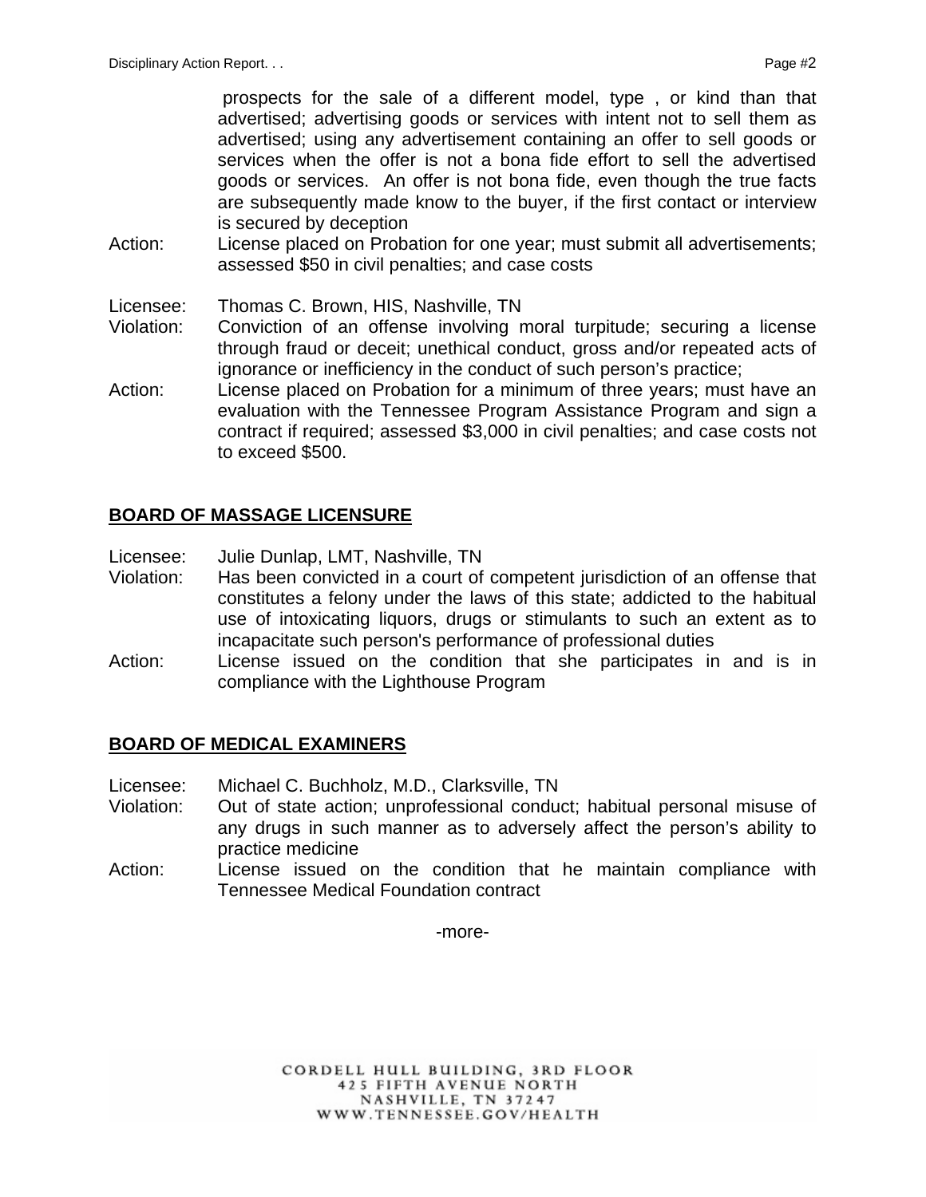prospects for the sale of a different model, type , or kind than that advertised; advertising goods or services with intent not to sell them as advertised; using any advertisement containing an offer to sell goods or services when the offer is not a bona fide effort to sell the advertised goods or services. An offer is not bona fide, even though the true facts are subsequently made know to the buyer, if the first contact or interview is secured by deception

Action: License placed on Probation for one year; must submit all advertisements; assessed $50 in civil penalties; and case costs

Licensee: Thomas C. Brown, HIS, Nashville, TN

Violation: Conviction of an offense involving moral turpitude; securing a license through fraud or deceit; unethical conduct, gross and/or repeated acts of ignorance or inefficiency in the conduct of such person's practice;

Action: License placed on Probation for a minimum of three years; must have an evaluation with the Tennessee Program Assistance Program and sign a contract if required; assessed $3,000 in civil penalties; and case costs not to exceed $500.

**BOARD OF MASSAGE LICENSURE**

Licensee: Julie Dunlap, LMT, Nashville, TN

Violation: Has been convicted in a court of competent jurisdiction of an offense that constitutes a felony under the laws of this state; addicted to the habitual use of intoxicating liquors, drugs or stimulants to such an extent as to incapacitate such person's performance of professional duties

Action: License issued on the condition that she participates in and is in compliance with the Lighthouse Program

**BOARD OF MEDICAL EXAMINERS**

Licensee: Michael C. Buchholz, M.D., Clarksville, TN

Violation: Out of state action; unprofessional conduct; habitual personal misuse of any drugs in such manner as to adversely affect the person's ability to practice medicine

Action: License issued on the condition that he maintain compliance with Tennessee Medical Foundation contract

-more-

CORDELL HULL BUILDING, 3RD FLOOR
425 FIFTH AVENUE NORTH
NASHVILLE, TN 37247
WWW.TENNESSEE.GOV/HEALTH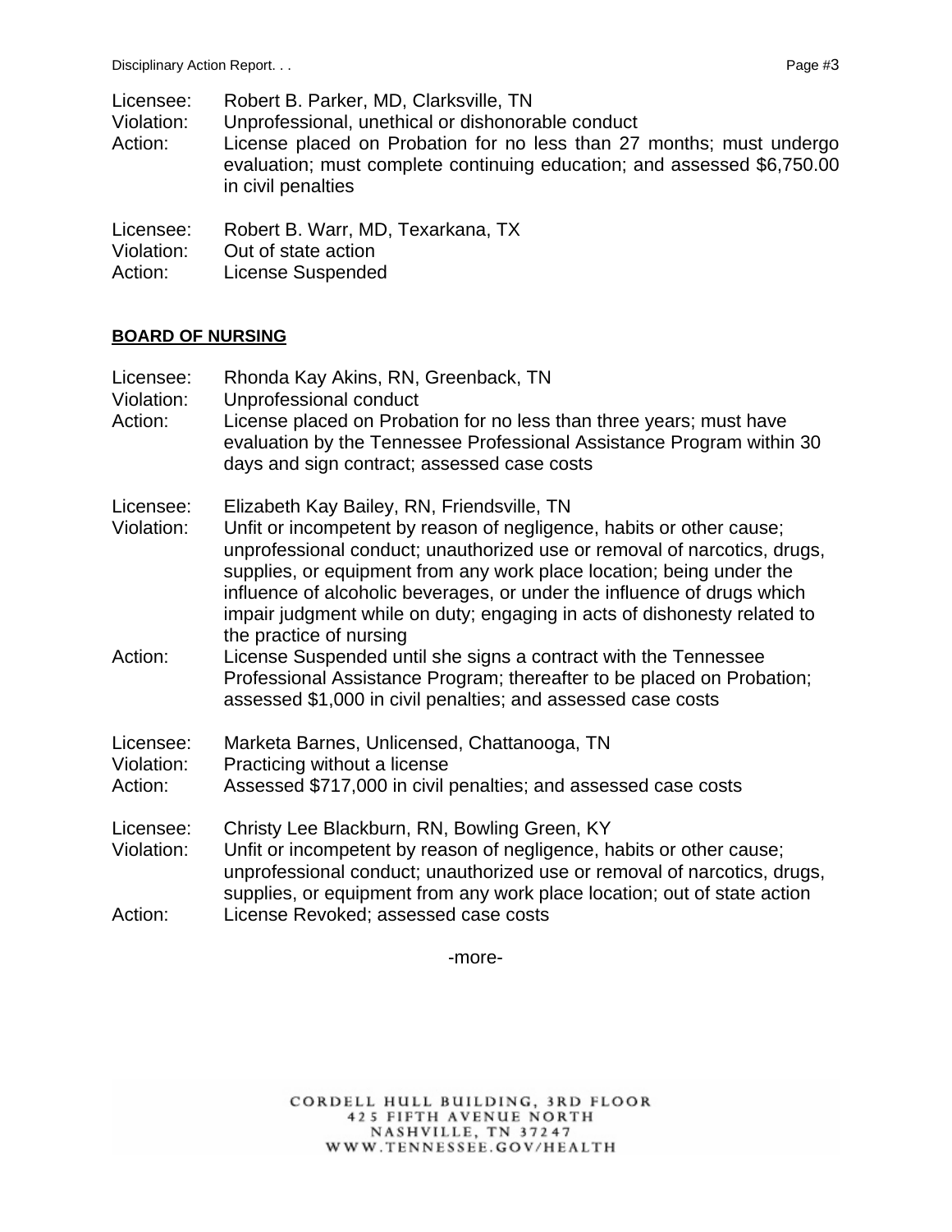Licensee: Robert B. Parker, MD, Clarksville, TN
Violation: Unprofessional, unethical or dishonorable conduct
Action: License placed on Probation for no less than 27 months; must undergo evaluation; must complete continuing education; and assessed $6,750.00 in civil penalties

Licensee: Robert B. Warr, MD, Texarkana, TX
Violation: Out of state action
Action: License Suspended

**BOARD OF NURSING**

Licensee: Rhonda Kay Akins, RN, Greenback, TN
Violation: Unprofessional conduct
Action: License placed on Probation for no less than three years; must have evaluation by the Tennessee Professional Assistance Program within 30 days and sign contract; assessed case costs

Licensee: Elizabeth Kay Bailey, RN, Friendsville, TN
Violation: Unfit or incompetent by reason of negligence, habits or other cause; unprofessional conduct; unauthorized use or removal of narcotics, drugs, supplies, or equipment from any work place location; being under the influence of alcoholic beverages, or under the influence of drugs which impair judgment while on duty; engaging in acts of dishonesty related to the practice of nursing
Action: License Suspended until she signs a contract with the Tennessee Professional Assistance Program; thereafter to be placed on Probation; assessed $1,000 in civil penalties; and assessed case costs

Licensee: Marketa Barnes, Unlicensed, Chattanooga, TN
Violation: Practicing without a license
Action: Assessed $717,000 in civil penalties; and assessed case costs

Licensee: Christy Lee Blackburn, RN, Bowling Green, KY
Violation: Unfit or incompetent by reason of negligence, habits or other cause; unprofessional conduct; unauthorized use or removal of narcotics, drugs, supplies, or equipment from any work place location; out of state action
Action: License Revoked; assessed case costs

-more-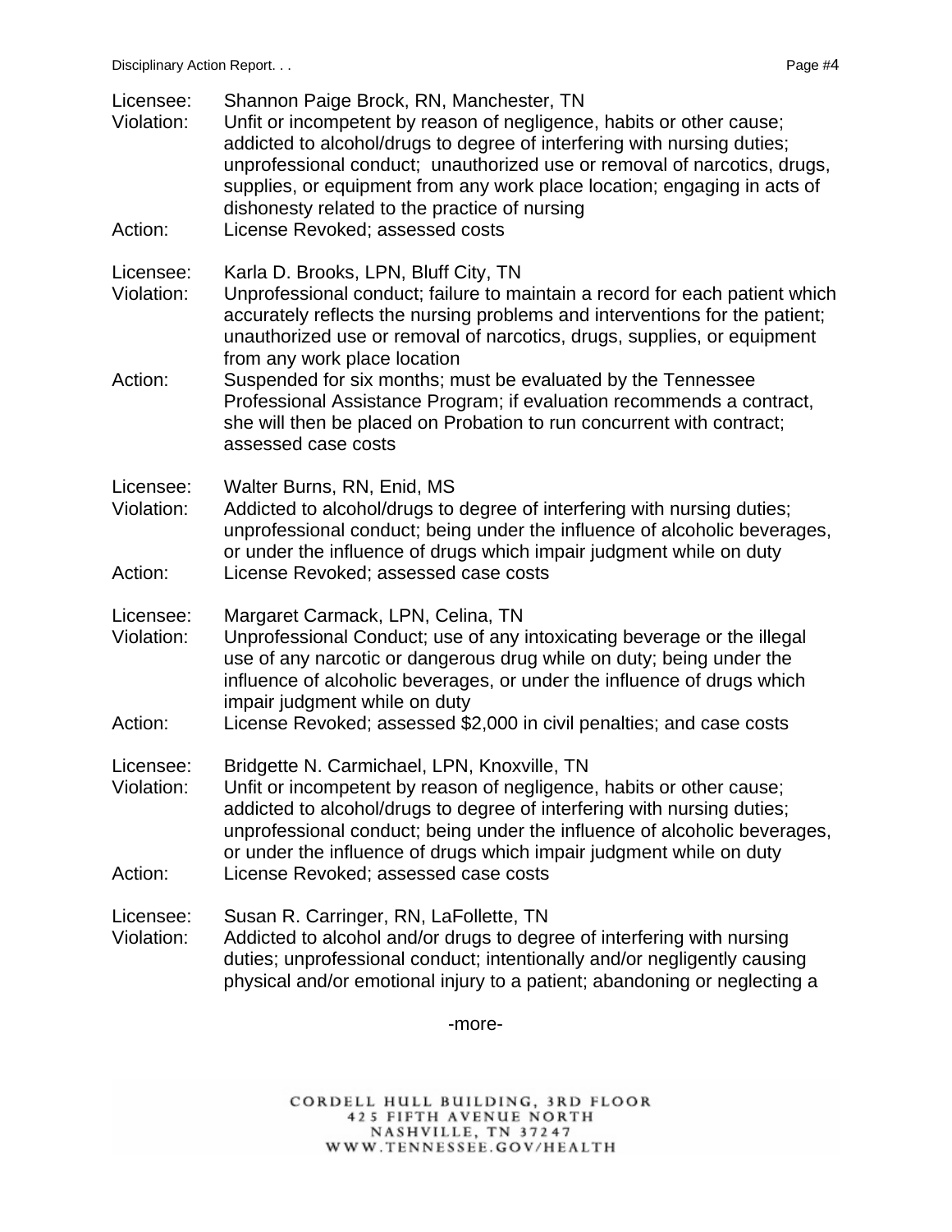Licensee: Shannon Paige Brock, RN, Manchester, TN
Violation: Unfit or incompetent by reason of negligence, habits or other cause; addicted to alcohol/drugs to degree of interfering with nursing duties; unprofessional conduct; unauthorized use or removal of narcotics, drugs, supplies, or equipment from any work place location; engaging in acts of dishonesty related to the practice of nursing
Action: License Revoked; assessed costs

Licensee: Karla D. Brooks, LPN, Bluff City, TN
Violation: Unprofessional conduct; failure to maintain a record for each patient which accurately reflects the nursing problems and interventions for the patient; unauthorized use or removal of narcotics, drugs, supplies, or equipment from any work place location
Action: Suspended for six months; must be evaluated by the Tennessee Professional Assistance Program; if evaluation recommends a contract, she will then be placed on Probation to run concurrent with contract; assessed case costs

Licensee: Walter Burns, RN, Enid, MS
Violation: Addicted to alcohol/drugs to degree of interfering with nursing duties; unprofessional conduct; being under the influence of alcoholic beverages, or under the influence of drugs which impair judgment while on duty
Action: License Revoked; assessed case costs

Licensee: Margaret Carmack, LPN, Celina, TN
Violation: Unprofessional Conduct; use of any intoxicating beverage or the illegal use of any narcotic or dangerous drug while on duty; being under the influence of alcoholic beverages, or under the influence of drugs which impair judgment while on duty
Action: License Revoked; assessed $2,000 in civil penalties; and case costs

Licensee: Bridgette N. Carmichael, LPN, Knoxville, TN
Violation: Unfit or incompetent by reason of negligence, habits or other cause; addicted to alcohol/drugs to degree of interfering with nursing duties; unprofessional conduct; being under the influence of alcoholic beverages, or under the influence of drugs which impair judgment while on duty
Action: License Revoked; assessed case costs

Licensee: Susan R. Carringer, RN, LaFollette, TN
Violation: Addicted to alcohol and/or drugs to degree of interfering with nursing duties; unprofessional conduct; intentionally and/or negligently causing physical and/or emotional injury to a patient; abandoning or neglecting a

-more-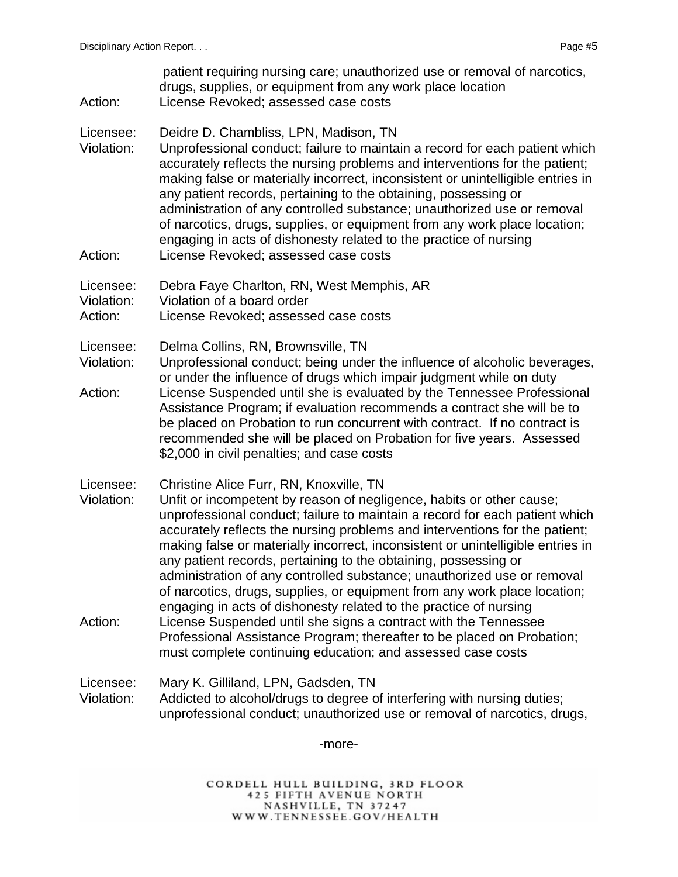patient requiring nursing care; unauthorized use or removal of narcotics, drugs, supplies, or equipment from any work place location

Action: License Revoked; assessed case costs

Licensee: Deidre D. Chambliss, LPN, Madison, TN

Violation: Unprofessional conduct; failure to maintain a record for each patient which accurately reflects the nursing problems and interventions for the patient; making false or materially incorrect, inconsistent or unintelligible entries in any patient records, pertaining to the obtaining, possessing or administration of any controlled substance; unauthorized use or removal of narcotics, drugs, supplies, or equipment from any work place location; engaging in acts of dishonesty related to the practice of nursing

Action: License Revoked; assessed case costs

Licensee: Debra Faye Charlton, RN, West Memphis, AR

Violation: Violation of a board order

Action: License Revoked; assessed case costs

Licensee: Delma Collins, RN, Brownsville, TN

Violation: Unprofessional conduct; being under the influence of alcoholic beverages, or under the influence of drugs which impair judgment while on duty

Action: License Suspended until she is evaluated by the Tennessee Professional Assistance Program; if evaluation recommends a contract she will be to be placed on Probation to run concurrent with contract. If no contract is recommended she will be placed on Probation for five years. Assessed $2,000 in civil penalties; and case costs

Licensee: Christine Alice Furr, RN, Knoxville, TN

Violation: Unfit or incompetent by reason of negligence, habits or other cause; unprofessional conduct; failure to maintain a record for each patient which accurately reflects the nursing problems and interventions for the patient; making false or materially incorrect, inconsistent or unintelligible entries in any patient records, pertaining to the obtaining, possessing or administration of any controlled substance; unauthorized use or removal of narcotics, drugs, supplies, or equipment from any work place location; engaging in acts of dishonesty related to the practice of nursing

Action: License Suspended until she signs a contract with the Tennessee Professional Assistance Program; thereafter to be placed on Probation; must complete continuing education; and assessed case costs

Licensee: Mary K. Gilliland, LPN, Gadsden, TN

Violation: Addicted to alcohol/drugs to degree of interfering with nursing duties; unprofessional conduct; unauthorized use or removal of narcotics, drugs,

-more-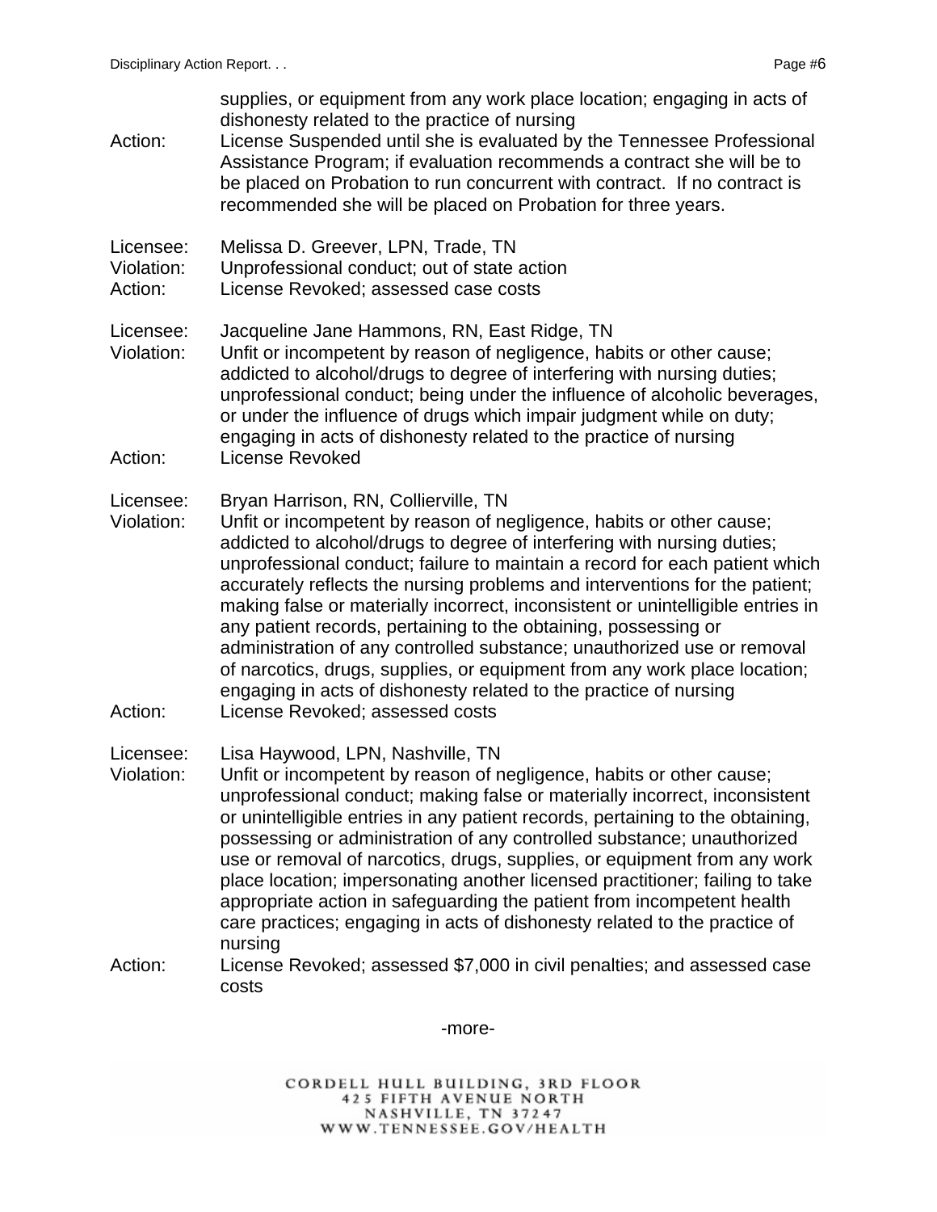supplies, or equipment from any work place location; engaging in acts of dishonesty related to the practice of nursing

Action: License Suspended until she is evaluated by the Tennessee Professional Assistance Program; if evaluation recommends a contract she will be to be placed on Probation to run concurrent with contract. If no contract is recommended she will be placed on Probation for three years.

Licensee: Melissa D. Greever, LPN, Trade, TN
Violation: Unprofessional conduct; out of state action
Action: License Revoked; assessed case costs

Licensee: Jacqueline Jane Hammons, RN, East Ridge, TN
Violation: Unfit or incompetent by reason of negligence, habits or other cause; addicted to alcohol/drugs to degree of interfering with nursing duties; unprofessional conduct; being under the influence of alcoholic beverages, or under the influence of drugs which impair judgment while on duty; engaging in acts of dishonesty related to the practice of nursing
Action: License Revoked

Licensee: Bryan Harrison, RN, Collierville, TN
Violation: Unfit or incompetent by reason of negligence, habits or other cause; addicted to alcohol/drugs to degree of interfering with nursing duties; unprofessional conduct; failure to maintain a record for each patient which accurately reflects the nursing problems and interventions for the patient; making false or materially incorrect, inconsistent or unintelligible entries in any patient records, pertaining to the obtaining, possessing or administration of any controlled substance; unauthorized use or removal of narcotics, drugs, supplies, or equipment from any work place location; engaging in acts of dishonesty related to the practice of nursing
Action: License Revoked; assessed costs

Licensee: Lisa Haywood, LPN, Nashville, TN
Violation: Unfit or incompetent by reason of negligence, habits or other cause; unprofessional conduct; making false or materially incorrect, inconsistent or unintelligible entries in any patient records, pertaining to the obtaining, possessing or administration of any controlled substance; unauthorized use or removal of narcotics, drugs, supplies, or equipment from any work place location; impersonating another licensed practitioner; failing to take appropriate action in safeguarding the patient from incompetent health care practices; engaging in acts of dishonesty related to the practice of nursing
Action: License Revoked; assessed $7,000 in civil penalties; and assessed case costs

-more-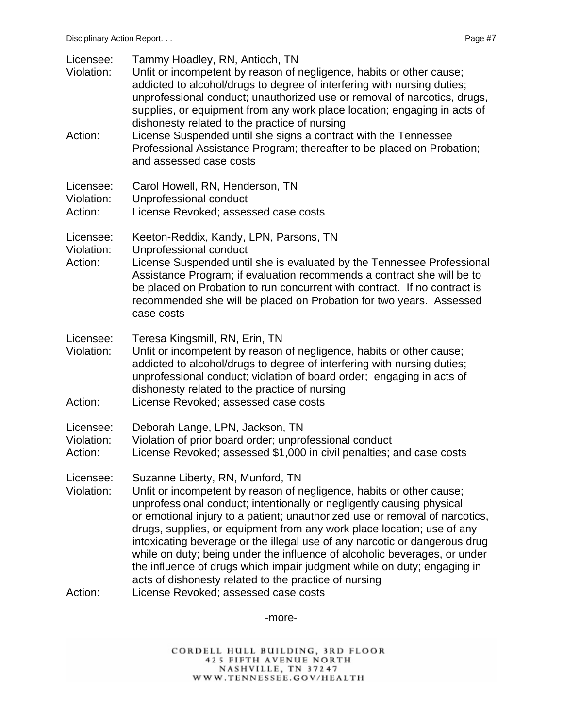Licensee: Tammy Hoadley, RN, Antioch, TN
Violation: Unfit or incompetent by reason of negligence, habits or other cause; addicted to alcohol/drugs to degree of interfering with nursing duties; unprofessional conduct; unauthorized use or removal of narcotics, drugs, supplies, or equipment from any work place location; engaging in acts of dishonesty related to the practice of nursing
Action: License Suspended until she signs a contract with the Tennessee Professional Assistance Program; thereafter to be placed on Probation; and assessed case costs

Licensee: Carol Howell, RN, Henderson, TN
Violation: Unprofessional conduct
Action: License Revoked; assessed case costs

Licensee: Keeton-Reddix, Kandy, LPN, Parsons, TN
Violation: Unprofessional conduct
Action: License Suspended until she is evaluated by the Tennessee Professional Assistance Program; if evaluation recommends a contract she will be to be placed on Probation to run concurrent with contract. If no contract is recommended she will be placed on Probation for two years. Assessed case costs

Licensee: Teresa Kingsmill, RN, Erin, TN
Violation: Unfit or incompetent by reason of negligence, habits or other cause; addicted to alcohol/drugs to degree of interfering with nursing duties; unprofessional conduct; violation of board order; engaging in acts of dishonesty related to the practice of nursing
Action: License Revoked; assessed case costs

Licensee: Deborah Lange, LPN, Jackson, TN
Violation: Violation of prior board order; unprofessional conduct
Action: License Revoked; assessed $1,000 in civil penalties; and case costs

Licensee: Suzanne Liberty, RN, Munford, TN
Violation: Unfit or incompetent by reason of negligence, habits or other cause; unprofessional conduct; intentionally or negligently causing physical or emotional injury to a patient; unauthorized use or removal of narcotics, drugs, supplies, or equipment from any work place location; use of any intoxicating beverage or the illegal use of any narcotic or dangerous drug while on duty; being under the influence of alcoholic beverages, or under the influence of drugs which impair judgment while on duty; engaging in acts of dishonesty related to the practice of nursing
Action: License Revoked; assessed case costs

-more-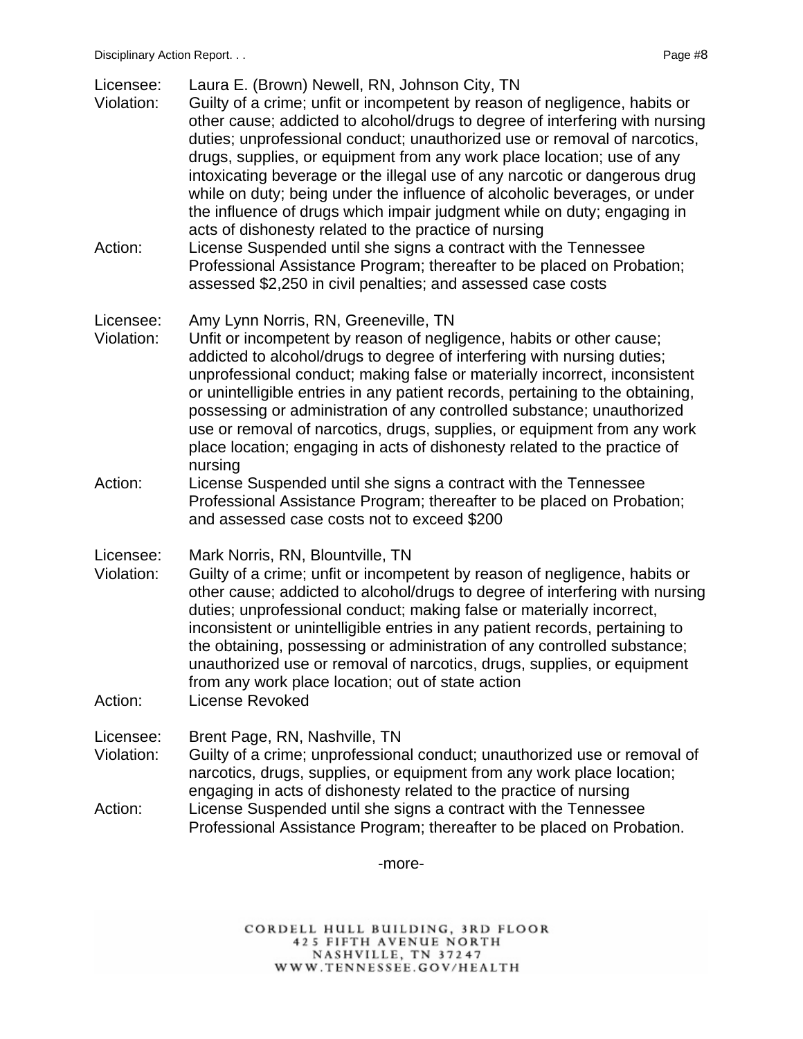Licensee: Laura E. (Brown) Newell, RN, Johnson City, TN
Violation: Guilty of a crime; unfit or incompetent by reason of negligence, habits or other cause; addicted to alcohol/drugs to degree of interfering with nursing duties; unprofessional conduct; unauthorized use or removal of narcotics, drugs, supplies, or equipment from any work place location; use of any intoxicating beverage or the illegal use of any narcotic or dangerous drug while on duty; being under the influence of alcoholic beverages, or under the influence of drugs which impair judgment while on duty; engaging in acts of dishonesty related to the practice of nursing
Action: License Suspended until she signs a contract with the Tennessee Professional Assistance Program; thereafter to be placed on Probation; assessed $2,250 in civil penalties; and assessed case costs

Licensee: Amy Lynn Norris, RN, Greeneville, TN
Violation: Unfit or incompetent by reason of negligence, habits or other cause; addicted to alcohol/drugs to degree of interfering with nursing duties; unprofessional conduct; making false or materially incorrect, inconsistent or unintelligible entries in any patient records, pertaining to the obtaining, possessing or administration of any controlled substance; unauthorized use or removal of narcotics, drugs, supplies, or equipment from any work place location; engaging in acts of dishonesty related to the practice of nursing
Action: License Suspended until she signs a contract with the Tennessee Professional Assistance Program; thereafter to be placed on Probation; and assessed case costs not to exceed $200

Licensee: Mark Norris, RN, Blountville, TN
Violation: Guilty of a crime; unfit or incompetent by reason of negligence, habits or other cause; addicted to alcohol/drugs to degree of interfering with nursing duties; unprofessional conduct; making false or materially incorrect, inconsistent or unintelligible entries in any patient records, pertaining to the obtaining, possessing or administration of any controlled substance; unauthorized use or removal of narcotics, drugs, supplies, or equipment from any work place location; out of state action
Action: License Revoked

Licensee: Brent Page, RN, Nashville, TN
Violation: Guilty of a crime; unprofessional conduct; unauthorized use or removal of narcotics, drugs, supplies, or equipment from any work place location; engaging in acts of dishonesty related to the practice of nursing
Action: License Suspended until she signs a contract with the Tennessee Professional Assistance Program; thereafter to be placed on Probation.

-more-

CORDELL HULL BUILDING, 3RD FLOOR
425 FIFTH AVENUE NORTH
NASHVILLE, TN 37247
WWW.TENNESSEE.GOV/HEALTH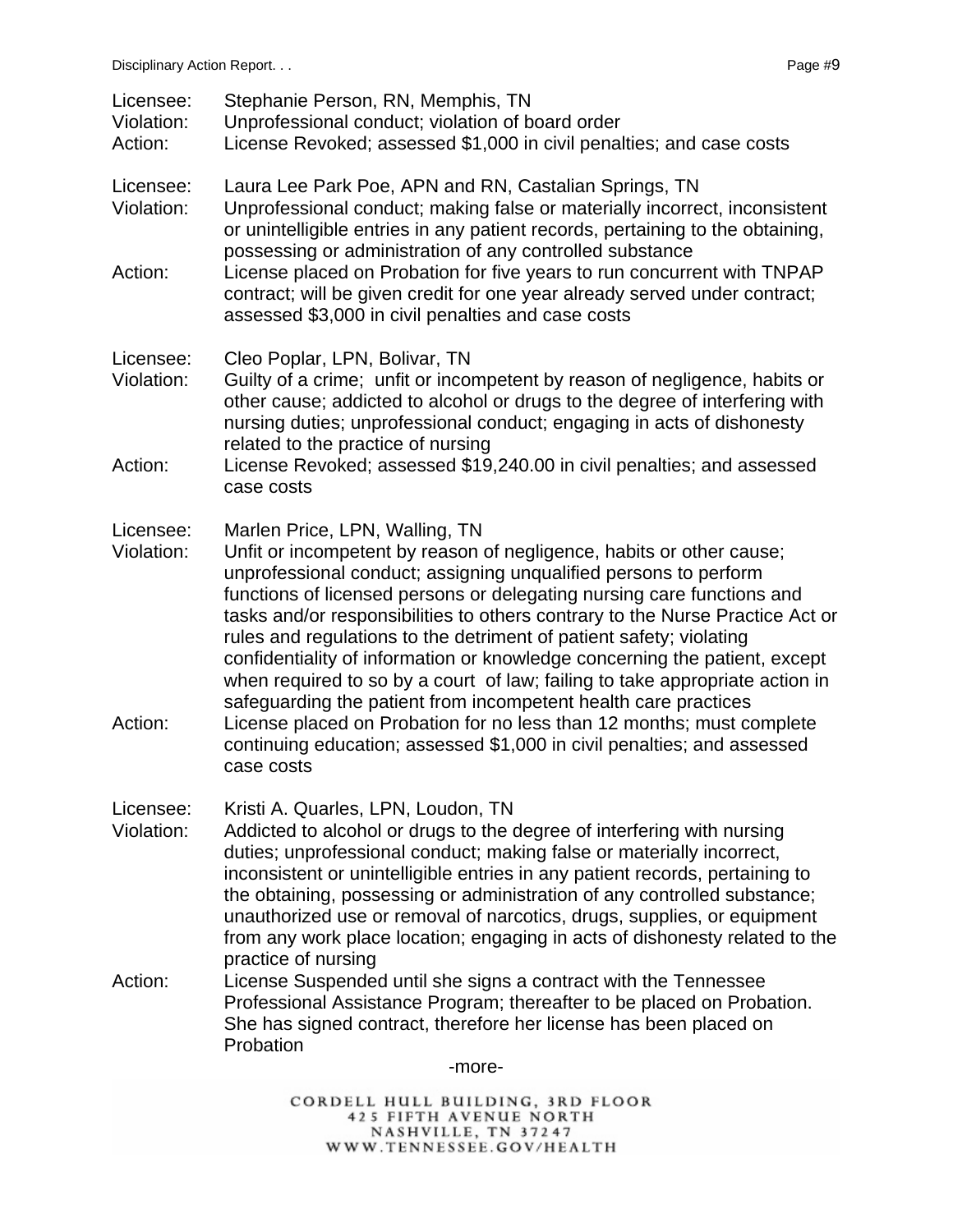Licensee: Stephanie Person, RN, Memphis, TN
Violation: Unprofessional conduct; violation of board order
Action: License Revoked; assessed $1,000 in civil penalties; and case costs

Licensee: Laura Lee Park Poe, APN and RN, Castalian Springs, TN
Violation: Unprofessional conduct; making false or materially incorrect, inconsistent or unintelligible entries in any patient records, pertaining to the obtaining, possessing or administration of any controlled substance
Action: License placed on Probation for five years to run concurrent with TNPAP contract; will be given credit for one year already served under contract; assessed $3,000 in civil penalties and case costs

Licensee: Cleo Poplar, LPN, Bolivar, TN
Violation: Guilty of a crime; unfit or incompetent by reason of negligence, habits or other cause; addicted to alcohol or drugs to the degree of interfering with nursing duties; unprofessional conduct; engaging in acts of dishonesty related to the practice of nursing
Action: License Revoked; assessed $19,240.00 in civil penalties; and assessed case costs

Licensee: Marlen Price, LPN, Walling, TN
Violation: Unfit or incompetent by reason of negligence, habits or other cause; unprofessional conduct; assigning unqualified persons to perform functions of licensed persons or delegating nursing care functions and tasks and/or responsibilities to others contrary to the Nurse Practice Act or rules and regulations to the detriment of patient safety; violating confidentiality of information or knowledge concerning the patient, except when required to so by a court of law; failing to take appropriate action in safeguarding the patient from incompetent health care practices
Action: License placed on Probation for no less than 12 months; must complete continuing education; assessed $1,000 in civil penalties; and assessed case costs

Licensee: Kristi A. Quarles, LPN, Loudon, TN
Violation: Addicted to alcohol or drugs to the degree of interfering with nursing duties; unprofessional conduct; making false or materially incorrect, inconsistent or unintelligible entries in any patient records, pertaining to the obtaining, possessing or administration of any controlled substance; unauthorized use or removal of narcotics, drugs, supplies, or equipment from any work place location; engaging in acts of dishonesty related to the practice of nursing
Action: License Suspended until she signs a contract with the Tennessee Professional Assistance Program; thereafter to be placed on Probation. She has signed contract, therefore her license has been placed on Probation

-more-

CORDELL HULL BUILDING, 3RD FLOOR
425 FIFTH AVENUE NORTH
NASHVILLE, TN 37247
WWW.TENNESSEE.GOV/HEALTH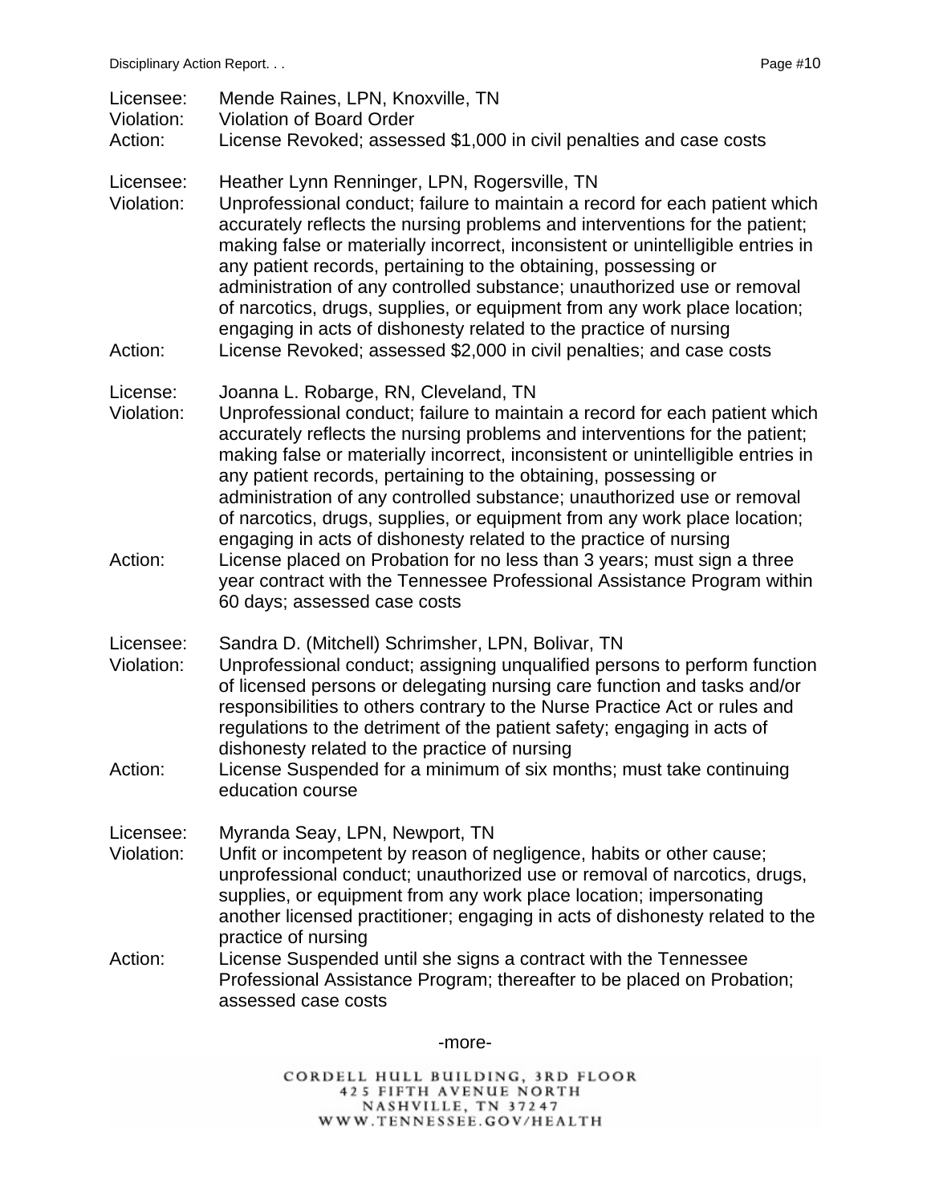Licensee: Mende Raines, LPN, Knoxville, TN
Violation: Violation of Board Order
Action: License Revoked; assessed $1,000 in civil penalties and case costs

Licensee: Heather Lynn Renninger, LPN, Rogersville, TN
Violation: Unprofessional conduct; failure to maintain a record for each patient which accurately reflects the nursing problems and interventions for the patient; making false or materially incorrect, inconsistent or unintelligible entries in any patient records, pertaining to the obtaining, possessing or administration of any controlled substance; unauthorized use or removal of narcotics, drugs, supplies, or equipment from any work place location; engaging in acts of dishonesty related to the practice of nursing
Action: License Revoked; assessed $2,000 in civil penalties; and case costs

License: Joanna L. Robarge, RN, Cleveland, TN
Violation: Unprofessional conduct; failure to maintain a record for each patient which accurately reflects the nursing problems and interventions for the patient; making false or materially incorrect, inconsistent or unintelligible entries in any patient records, pertaining to the obtaining, possessing or administration of any controlled substance; unauthorized use or removal of narcotics, drugs, supplies, or equipment from any work place location; engaging in acts of dishonesty related to the practice of nursing
Action: License placed on Probation for no less than 3 years; must sign a three year contract with the Tennessee Professional Assistance Program within 60 days; assessed case costs

Licensee: Sandra D. (Mitchell) Schrimsher, LPN, Bolivar, TN
Violation: Unprofessional conduct; assigning unqualified persons to perform function of licensed persons or delegating nursing care function and tasks and/or responsibilities to others contrary to the Nurse Practice Act or rules and regulations to the detriment of the patient safety; engaging in acts of dishonesty related to the practice of nursing
Action: License Suspended for a minimum of six months; must take continuing education course

Licensee: Myranda Seay, LPN, Newport, TN
Violation: Unfit or incompetent by reason of negligence, habits or other cause; unprofessional conduct; unauthorized use or removal of narcotics, drugs, supplies, or equipment from any work place location; impersonating another licensed practitioner; engaging in acts of dishonesty related to the practice of nursing
Action: License Suspended until she signs a contract with the Tennessee Professional Assistance Program; thereafter to be placed on Probation; assessed case costs

-more-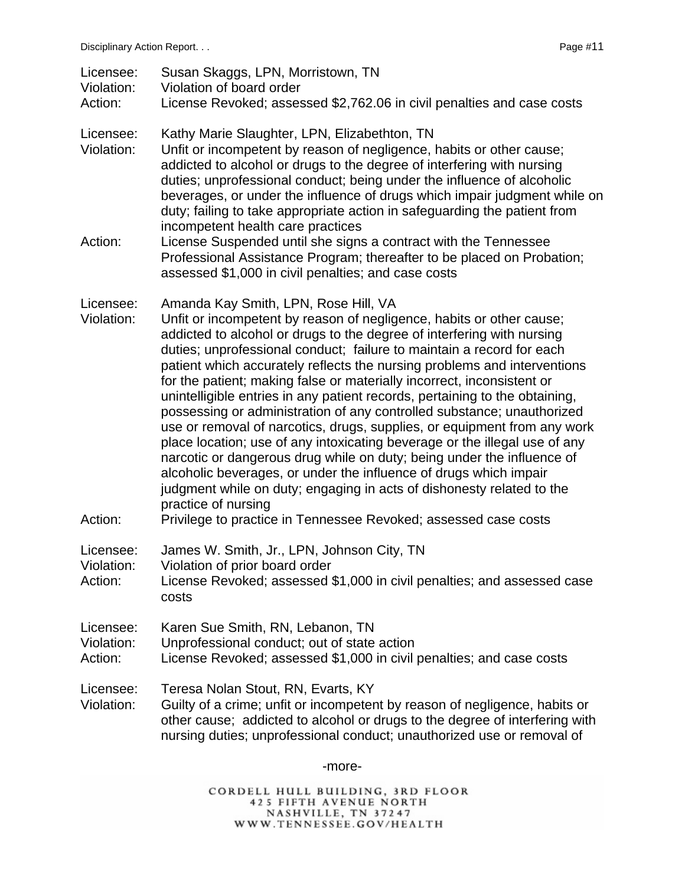Licensee: Susan Skaggs, LPN, Morristown, TN
Violation: Violation of board order
Action: License Revoked; assessed $2,762.06 in civil penalties and case costs

Licensee: Kathy Marie Slaughter, LPN, Elizabethton, TN
Violation: Unfit or incompetent by reason of negligence, habits or other cause; addicted to alcohol or drugs to the degree of interfering with nursing duties; unprofessional conduct; being under the influence of alcoholic beverages, or under the influence of drugs which impair judgment while on duty; failing to take appropriate action in safeguarding the patient from incompetent health care practices
Action: License Suspended until she signs a contract with the Tennessee Professional Assistance Program; thereafter to be placed on Probation; assessed $1,000 in civil penalties; and case costs

Licensee: Amanda Kay Smith, LPN, Rose Hill, VA
Violation: Unfit or incompetent by reason of negligence, habits or other cause; addicted to alcohol or drugs to the degree of interfering with nursing duties; unprofessional conduct; failure to maintain a record for each patient which accurately reflects the nursing problems and interventions for the patient; making false or materially incorrect, inconsistent or unintelligible entries in any patient records, pertaining to the obtaining, possessing or administration of any controlled substance; unauthorized use or removal of narcotics, drugs, supplies, or equipment from any work place location; use of any intoxicating beverage or the illegal use of any narcotic or dangerous drug while on duty; being under the influence of alcoholic beverages, or under the influence of drugs which impair judgment while on duty; engaging in acts of dishonesty related to the practice of nursing
Action: Privilege to practice in Tennessee Revoked; assessed case costs

Licensee: James W. Smith, Jr., LPN, Johnson City, TN
Violation: Violation of prior board order
Action: License Revoked; assessed $1,000 in civil penalties; and assessed case costs

Licensee: Karen Sue Smith, RN, Lebanon, TN
Violation: Unprofessional conduct; out of state action
Action: License Revoked; assessed $1,000 in civil penalties; and case costs

Licensee: Teresa Nolan Stout, RN, Evarts, KY
Violation: Guilty of a crime; unfit or incompetent by reason of negligence, habits or other cause; addicted to alcohol or drugs to the degree of interfering with nursing duties; unprofessional conduct; unauthorized use or removal of

-more-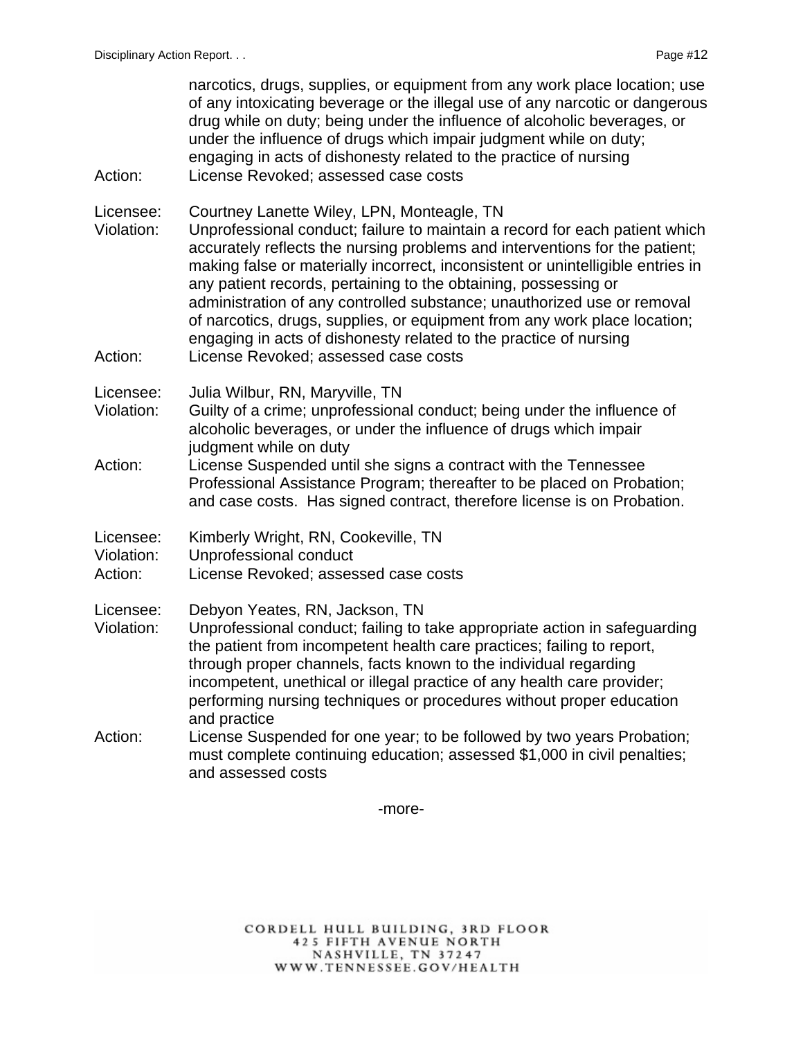narcotics, drugs, supplies, or equipment from any work place location; use of any intoxicating beverage or the illegal use of any narcotic or dangerous drug while on duty; being under the influence of alcoholic beverages, or under the influence of drugs which impair judgment while on duty; engaging in acts of dishonesty related to the practice of nursing

Action: License Revoked; assessed case costs

Licensee: Courtney Lanette Wiley, LPN, Monteagle, TN

Violation: Unprofessional conduct; failure to maintain a record for each patient which accurately reflects the nursing problems and interventions for the patient; making false or materially incorrect, inconsistent or unintelligible entries in any patient records, pertaining to the obtaining, possessing or administration of any controlled substance; unauthorized use or removal of narcotics, drugs, supplies, or equipment from any work place location; engaging in acts of dishonesty related to the practice of nursing

Action: License Revoked; assessed case costs

Licensee: Julia Wilbur, RN, Maryville, TN

Violation: Guilty of a crime; unprofessional conduct; being under the influence of alcoholic beverages, or under the influence of drugs which impair judgment while on duty

Action: License Suspended until she signs a contract with the Tennessee Professional Assistance Program; thereafter to be placed on Probation; and case costs. Has signed contract, therefore license is on Probation.

Licensee: Kimberly Wright, RN, Cookeville, TN

Violation: Unprofessional conduct

Action: License Revoked; assessed case costs

Licensee: Debyon Yeates, RN, Jackson, TN

Violation: Unprofessional conduct; failing to take appropriate action in safeguarding the patient from incompetent health care practices; failing to report, through proper channels, facts known to the individual regarding incompetent, unethical or illegal practice of any health care provider; performing nursing techniques or procedures without proper education and practice

Action: License Suspended for one year; to be followed by two years Probation; must complete continuing education; assessed $1,000 in civil penalties; and assessed costs

-more-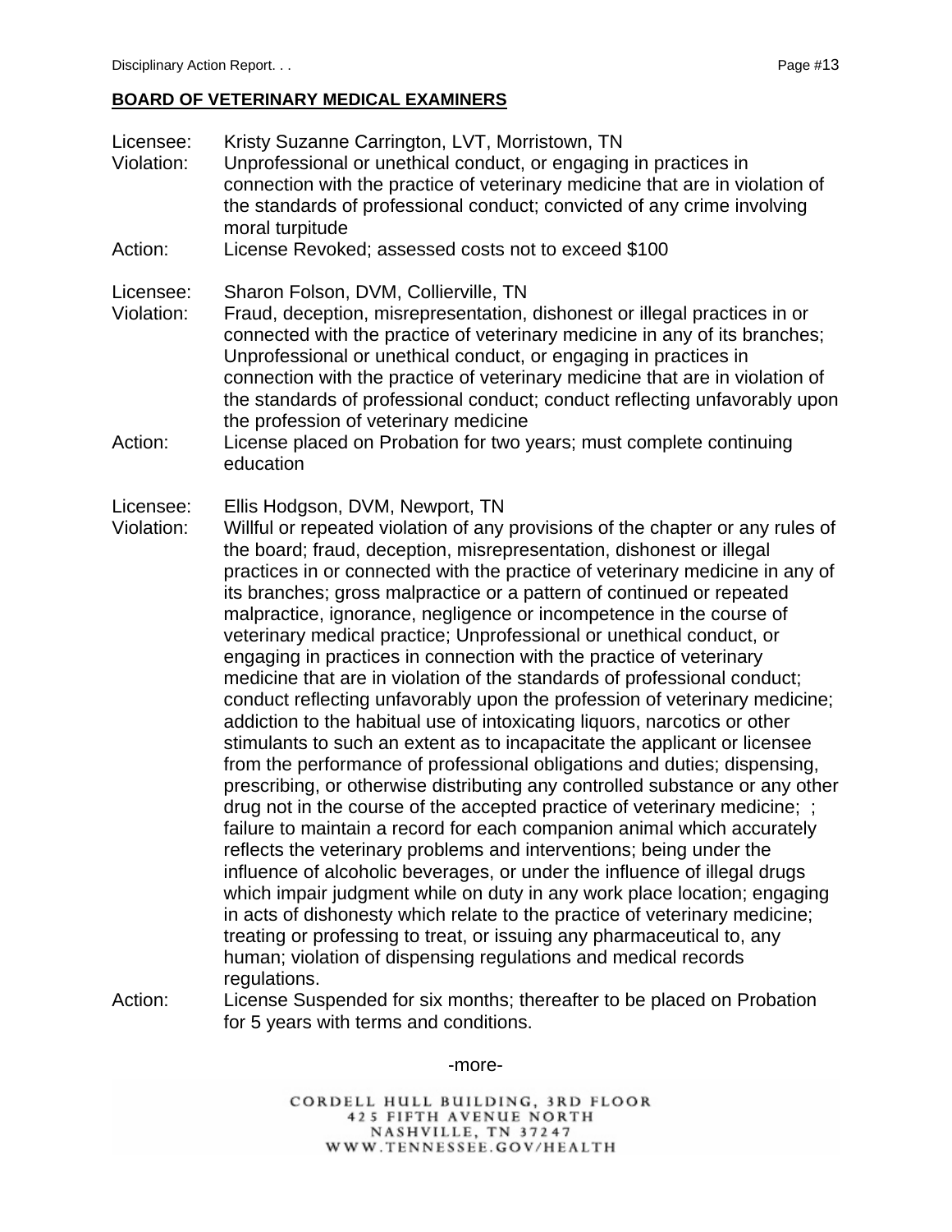**BOARD OF VETERINARY MEDICAL EXAMINERS**

Licensee: Kristy Suzanne Carrington, LVT, Morristown, TN
Violation: Unprofessional or unethical conduct, or engaging in practices in connection with the practice of veterinary medicine that are in violation of the standards of professional conduct; convicted of any crime involving moral turpitude
Action: License Revoked; assessed costs not to exceed $100

Licensee: Sharon Folson, DVM, Collierville, TN
Violation: Fraud, deception, misrepresentation, dishonest or illegal practices in or connected with the practice of veterinary medicine in any of its branches; Unprofessional or unethical conduct, or engaging in practices in connection with the practice of veterinary medicine that are in violation of the standards of professional conduct; conduct reflecting unfavorably upon the profession of veterinary medicine
Action: License placed on Probation for two years; must complete continuing education

Licensee: Ellis Hodgson, DVM, Newport, TN
Violation: Willful or repeated violation of any provisions of the chapter or any rules of the board; fraud, deception, misrepresentation, dishonest or illegal practices in or connected with the practice of veterinary medicine in any of its branches; gross malpractice or a pattern of continued or repeated malpractice, ignorance, negligence or incompetence in the course of veterinary medical practice; Unprofessional or unethical conduct, or engaging in practices in connection with the practice of veterinary medicine that are in violation of the standards of professional conduct; conduct reflecting unfavorably upon the profession of veterinary medicine; addiction to the habitual use of intoxicating liquors, narcotics or other stimulants to such an extent as to incapacitate the applicant or licensee from the performance of professional obligations and duties; dispensing, prescribing, or otherwise distributing any controlled substance or any other drug not in the course of the accepted practice of veterinary medicine; ; failure to maintain a record for each companion animal which accurately reflects the veterinary problems and interventions; being under the influence of alcoholic beverages, or under the influence of illegal drugs which impair judgment while on duty in any work place location; engaging in acts of dishonesty which relate to the practice of veterinary medicine; treating or professing to treat, or issuing any pharmaceutical to, any human; violation of dispensing regulations and medical records regulations.
Action: License Suspended for six months; thereafter to be placed on Probation for 5 years with terms and conditions.

-more-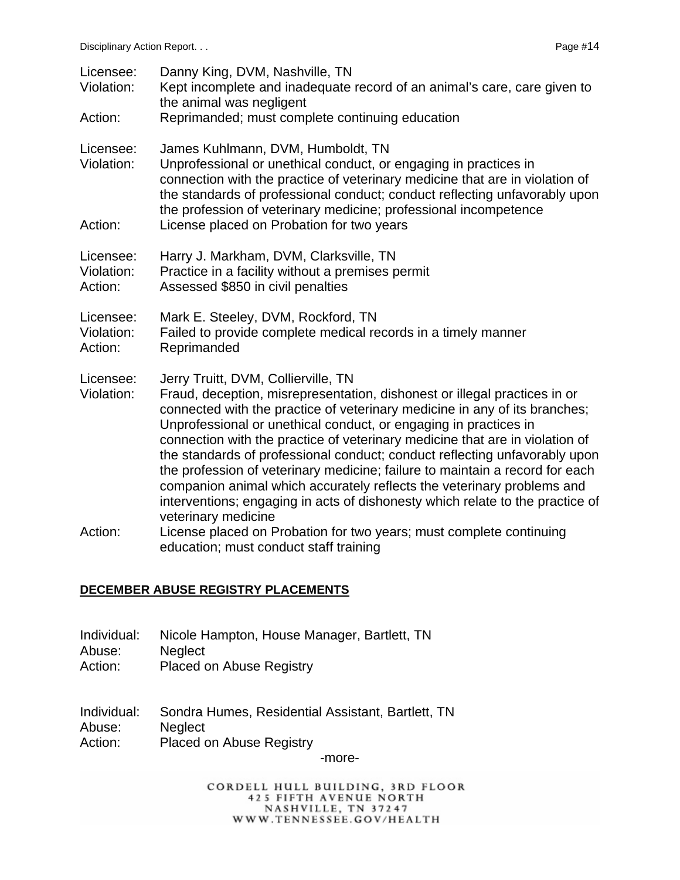Licensee: Danny King, DVM, Nashville, TN
Violation: Kept incomplete and inadequate record of an animal's care, care given to the animal was negligent
Action: Reprimanded; must complete continuing education

Licensee: James Kuhlmann, DVM, Humboldt, TN
Violation: Unprofessional or unethical conduct, or engaging in practices in connection with the practice of veterinary medicine that are in violation of the standards of professional conduct; conduct reflecting unfavorably upon the profession of veterinary medicine; professional incompetence
Action: License placed on Probation for two years

Licensee: Harry J. Markham, DVM, Clarksville, TN
Violation: Practice in a facility without a premises permit
Action: Assessed $850 in civil penalties

Licensee: Mark E. Steeley, DVM, Rockford, TN
Violation: Failed to provide complete medical records in a timely manner
Action: Reprimanded

Licensee: Jerry Truitt, DVM, Collierville, TN
Violation: Fraud, deception, misrepresentation, dishonest or illegal practices in or connected with the practice of veterinary medicine in any of its branches; Unprofessional or unethical conduct, or engaging in practices in connection with the practice of veterinary medicine that are in violation of the standards of professional conduct; conduct reflecting unfavorably upon the profession of veterinary medicine; failure to maintain a record for each companion animal which accurately reflects the veterinary problems and interventions; engaging in acts of dishonesty which relate to the practice of veterinary medicine
Action: License placed on Probation for two years; must complete continuing education; must conduct staff training

**DECEMBER ABUSE REGISTRY PLACEMENTS**

Individual: Nicole Hampton, House Manager, Bartlett, TN
Abuse: Neglect
Action: Placed on Abuse Registry

Individual: Sondra Humes, Residential Assistant, Bartlett, TN
Abuse: Neglect
Action: Placed on Abuse Registry

-more-

CORDELL HULL BUILDING, 3RD FLOOR
425 FIFTH AVENUE NORTH
NASHVILLE, TN 37247
WWW.TENNESSEE.GOV/HEALTH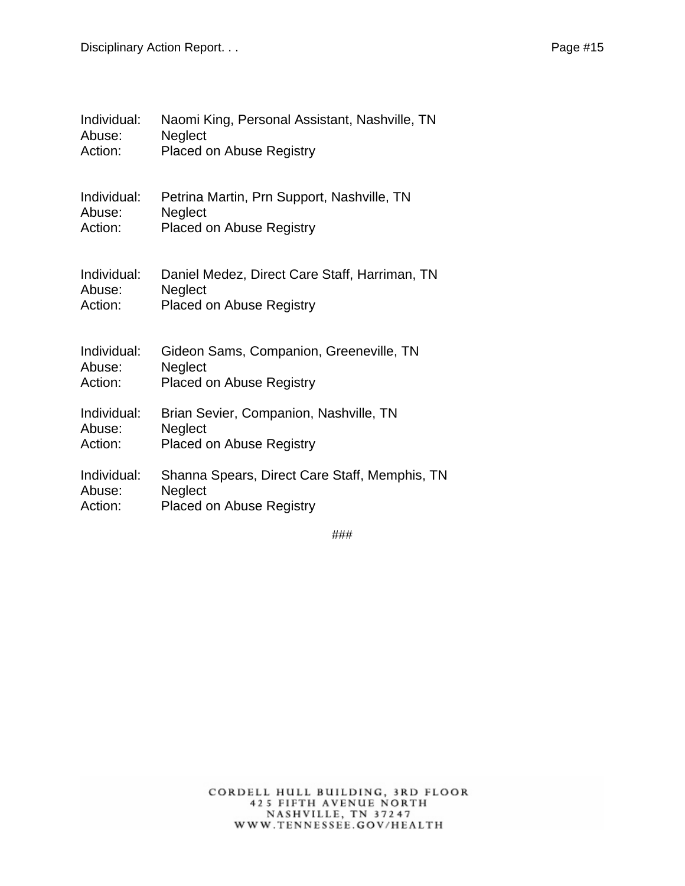Individual: Naomi King, Personal Assistant, Nashville, TN
Abuse: Neglect
Action: Placed on Abuse Registry

Individual: Petrina Martin, Prn Support, Nashville, TN
Abuse: Neglect
Action: Placed on Abuse Registry

Individual: Daniel Medez, Direct Care Staff, Harriman, TN
Abuse: Neglect
Action: Placed on Abuse Registry

Individual: Gideon Sams, Companion, Greeneville, TN
Abuse: Neglect
Action: Placed on Abuse Registry

Individual: Brian Sevier, Companion, Nashville, TN
Abuse: Neglect
Action: Placed on Abuse Registry

Individual: Shanna Spears, Direct Care Staff, Memphis, TN
Abuse: Neglect
Action: Placed on Abuse Registry

###

CORDELL HULL BUILDING, 3RD FLOOR
425 FIFTH AVENUE NORTH
NASHVILLE, TN 37247
WWW.TENNESSEE.GOV/HEALTH